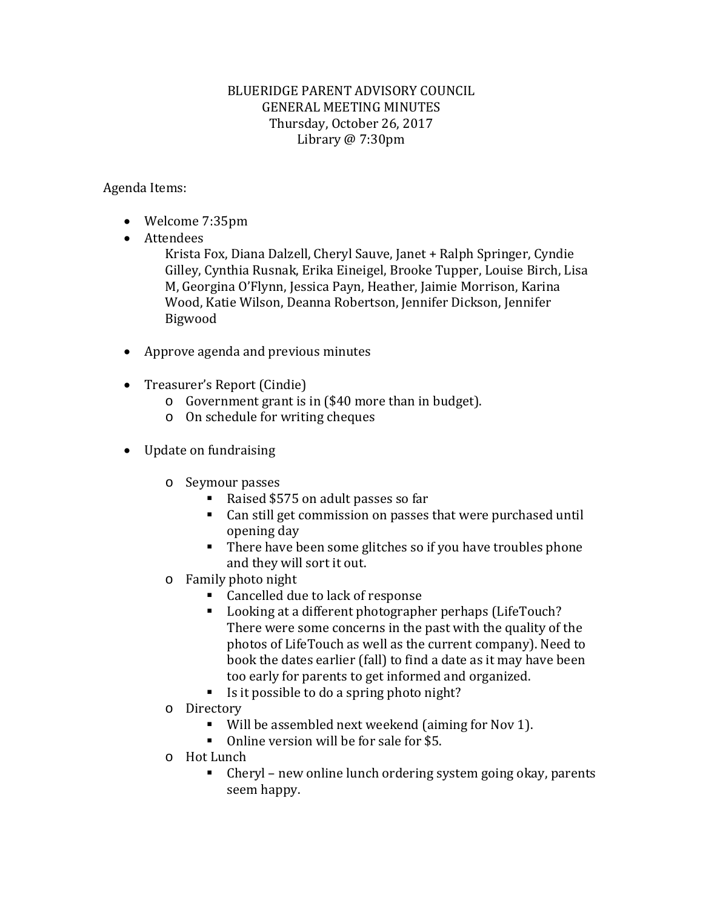BLUERIDGE PARENT ADVISORY COUNCIL
GENERAL MEETING MINUTES
Thursday, October 26, 2017
Library @ 7:30pm

Agenda Items:

- Welcome 7:35pm
- Attendees
  Krista Fox, Diana Dalzell, Cheryl Sauve, Janet + Ralph Springer, Cyndie Gilley, Cynthia Rusnak, Erika Eineigel, Brooke Tupper, Louise Birch, Lisa M, Georgina O'Flynn, Jessica Payn, Heather, Jaimie Morrison, Karina Wood, Katie Wilson, Deanna Robertson, Jennifer Dickson, Jennifer Bigwood

- Approve agenda and previous minutes

- Treasurer's Report (Cindie)
  - Government grant is in ($40 more than in budget).
  - On schedule for writing cheques

- Update on fundraising

  - Seymour passes
    - Raised $575 on adult passes so far
    - Can still get commission on passes that were purchased until opening day
    - There have been some glitches so if you have troubles phone and they will sort it out.
  - Family photo night
    - Cancelled due to lack of response
    - Looking at a different photographer perhaps (LifeTouch? There were some concerns in the past with the quality of the photos of LifeTouch as well as the current company). Need to book the dates earlier (fall) to find a date as it may have been too early for parents to get informed and organized.
    - Is it possible to do a spring photo night?
  - Directory
    - Will be assembled next weekend (aiming for Nov 1).
    - Online version will be for sale for $5.
  - Hot Lunch
    - Cheryl – new online lunch ordering system going okay, parents seem happy.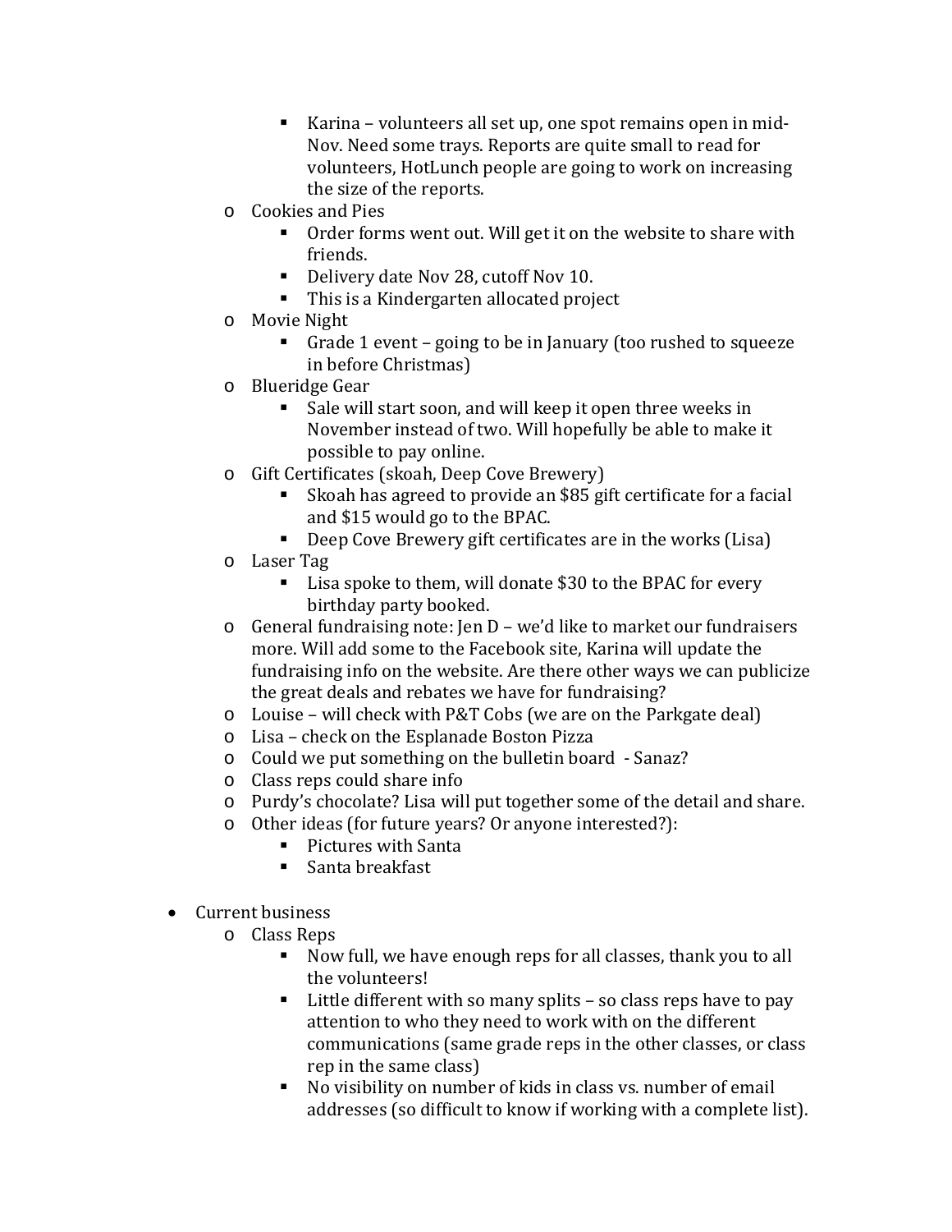- Karina – volunteers all set up, one spot remains open in mid-Nov. Need some trays. Reports are quite small to read for volunteers, HotLunch people are going to work on increasing the size of the reports.
  - Cookies and Pies
    - Order forms went out. Will get it on the website to share with friends.
    - Delivery date Nov 28, cutoff Nov 10.
    - This is a Kindergarten allocated project
  - Movie Night
    - Grade 1 event – going to be in January (too rushed to squeeze in before Christmas)
  - Blueridge Gear
    - Sale will start soon, and will keep it open three weeks in November instead of two. Will hopefully be able to make it possible to pay online.
  - Gift Certificates (skoah, Deep Cove Brewery)
    - Skoah has agreed to provide an $85 gift certificate for a facial and $15 would go to the BPAC.
    - Deep Cove Brewery gift certificates are in the works (Lisa)
  - Laser Tag
    - Lisa spoke to them, will donate $30 to the BPAC for every birthday party booked.
  - General fundraising note: Jen D – we'd like to market our fundraisers more. Will add some to the Facebook site, Karina will update the fundraising info on the website. Are there other ways we can publicize the great deals and rebates we have for fundraising?
  - Louise – will check with P&T Cobs (we are on the Parkgate deal)
  - Lisa – check on the Esplanade Boston Pizza
  - Could we put something on the bulletin board - Sanaz?
  - Class reps could share info
  - Purdy's chocolate? Lisa will put together some of the detail and share.
  - Other ideas (for future years? Or anyone interested?):
    - Pictures with Santa
    - Santa breakfast

- Current business
  - Class Reps
    - Now full, we have enough reps for all classes, thank you to all the volunteers!
    - Little different with so many splits – so class reps have to pay attention to who they need to work with on the different communications (same grade reps in the other classes, or class rep in the same class)
    - No visibility on number of kids in class vs. number of email addresses (so difficult to know if working with a complete list).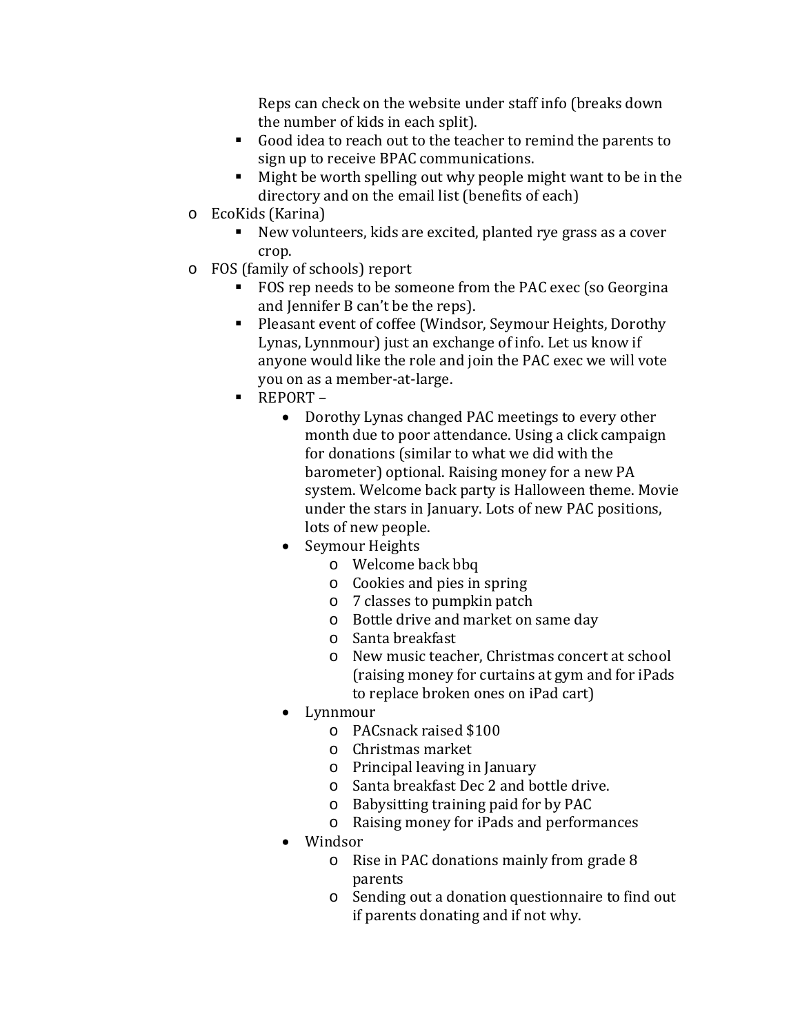Reps can check on the website under staff info (breaks down the number of kids in each split).
    - Good idea to reach out to the teacher to remind the parents to sign up to receive BPAC communications.
    - Might be worth spelling out why people might want to be in the directory and on the email list (benefits of each)
- EcoKids (Karina)
    - New volunteers, kids are excited, planted rye grass as a cover crop.
- FOS (family of schools) report
    - FOS rep needs to be someone from the PAC exec (so Georgina and Jennifer B can't be the reps).
    - Pleasant event of coffee (Windsor, Seymour Heights, Dorothy Lynas, Lynnmour) just an exchange of info. Let us know if anyone would like the role and join the PAC exec we will vote you on as a member-at-large.
    - REPORT –
        - Dorothy Lynas changed PAC meetings to every other month due to poor attendance. Using a click campaign for donations (similar to what we did with the barometer) optional. Raising money for a new PA system. Welcome back party is Halloween theme. Movie under the stars in January. Lots of new PAC positions, lots of new people.
        - Seymour Heights
            - Welcome back bbq
            - Cookies and pies in spring
            - 7 classes to pumpkin patch
            - Bottle drive and market on same day
            - Santa breakfast
            - New music teacher, Christmas concert at school (raising money for curtains at gym and for iPads to replace broken ones on iPad cart)
        - Lynnmour
            - PACsnack raised $100
            - Christmas market
            - Principal leaving in January
            - Santa breakfast Dec 2 and bottle drive.
            - Babysitting training paid for by PAC
            - Raising money for iPads and performances
        - Windsor
            - Rise in PAC donations mainly from grade 8 parents
            - Sending out a donation questionnaire to find out if parents donating and if not why.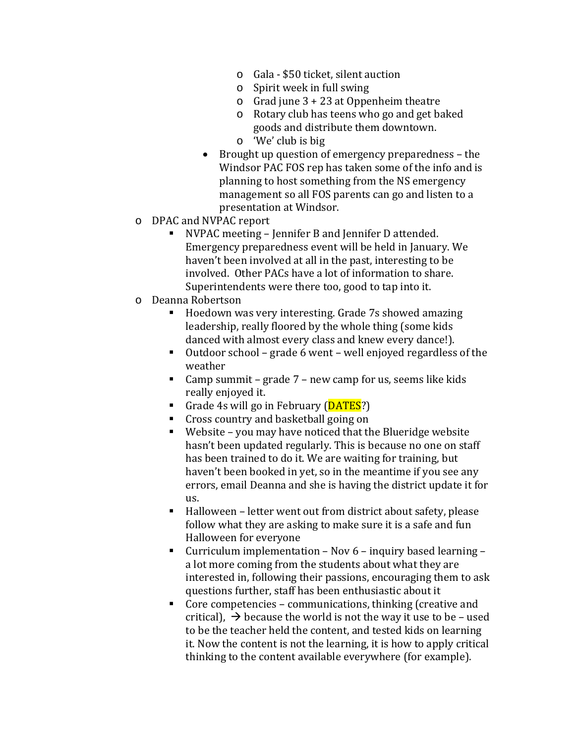- Gala - $50 ticket, silent auction
        - Spirit week in full swing
        - Grad june 3 + 23 at Oppenheim theatre
        - Rotary club has teens who go and get baked goods and distribute them downtown.
        - 'We' club is big
      - Brought up question of emergency preparedness – the Windsor PAC FOS rep has taken some of the info and is planning to host something from the NS emergency management so all FOS parents can go and listen to a presentation at Windsor.
  - DPAC and NVPAC report
    - NVPAC meeting – Jennifer B and Jennifer D attended. Emergency preparedness event will be held in January. We haven't been involved at all in the past, interesting to be involved. Other PACs have a lot of information to share. Superintendents were there too, good to tap into it.
  - Deanna Robertson
    - Hoedown was very interesting. Grade 7s showed amazing leadership, really floored by the whole thing (some kids danced with almost every class and knew every dance!).
    - Outdoor school – grade 6 went – well enjoyed regardless of the weather
    - Camp summit – grade 7 – new camp for us, seems like kids really enjoyed it.
    - Grade 4s will go in February (DATES?)
    - Cross country and basketball going on
    - Website – you may have noticed that the Blueridge website hasn't been updated regularly. This is because no one on staff has been trained to do it. We are waiting for training, but haven't been booked in yet, so in the meantime if you see any errors, email Deanna and she is having the district update it for us.
    - Halloween – letter went out from district about safety, please follow what they are asking to make sure it is a safe and fun Halloween for everyone
    - Curriculum implementation – Nov 6 – inquiry based learning – a lot more coming from the students about what they are interested in, following their passions, encouraging them to ask questions further, staff has been enthusiastic about it
    - Core competencies – communications, thinking (creative and critical), → because the world is not the way it use to be – used to be the teacher held the content, and tested kids on learning it. Now the content is not the learning, it is how to apply critical thinking to the content available everywhere (for example).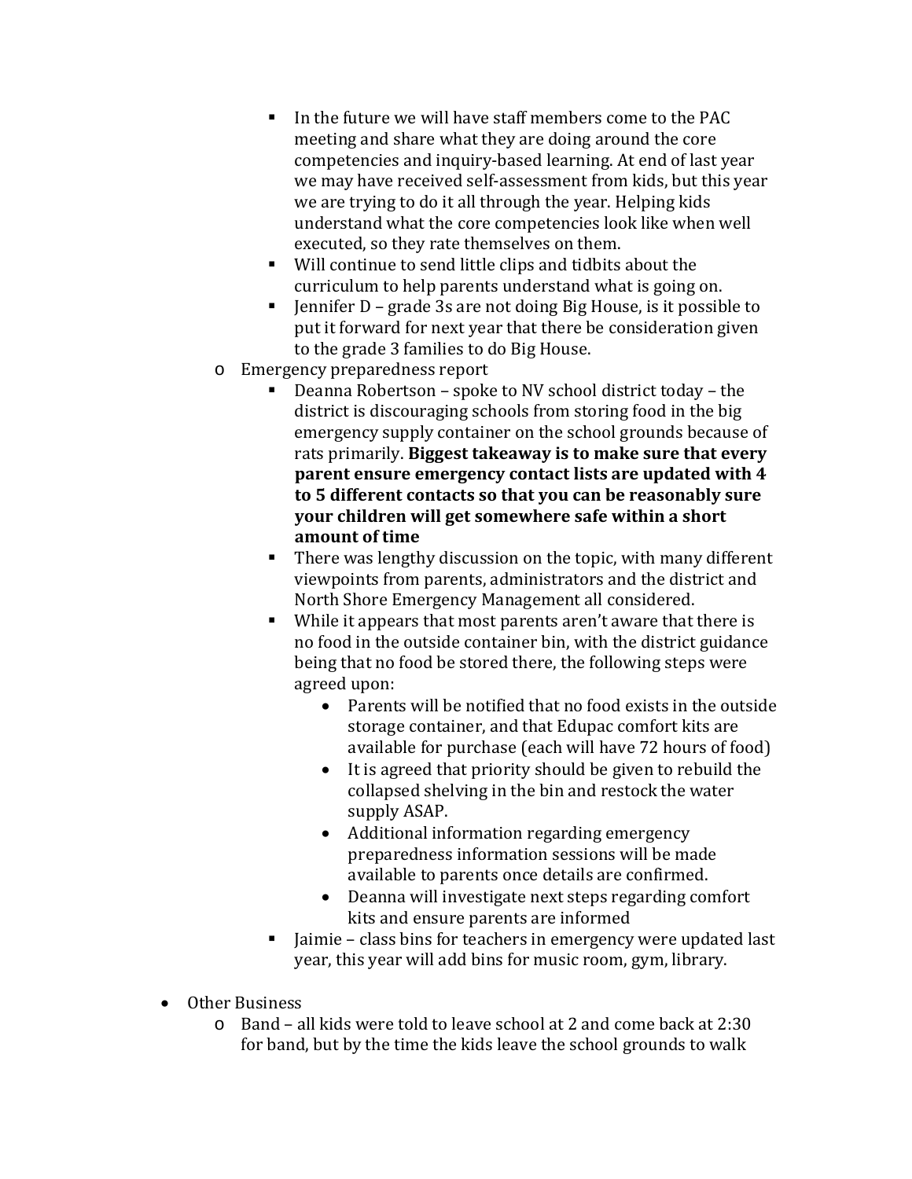- In the future we will have staff members come to the PAC meeting and share what they are doing around the core competencies and inquiry-based learning. At end of last year we may have received self-assessment from kids, but this year we are trying to do it all through the year. Helping kids understand what the core competencies look like when well executed, so they rate themselves on them.
        - Will continue to send little clips and tidbits about the curriculum to help parents understand what is going on.
        - Jennifer D – grade 3s are not doing Big House, is it possible to put it forward for next year that there be consideration given to the grade 3 families to do Big House.
    - Emergency preparedness report
        - Deanna Robertson – spoke to NV school district today – the district is discouraging schools from storing food in the big emergency supply container on the school grounds because of rats primarily. **Biggest takeaway is to make sure that every parent ensure emergency contact lists are updated with 4 to 5 different contacts so that you can be reasonably sure your children will get somewhere safe within a short amount of time**
        - There was lengthy discussion on the topic, with many different viewpoints from parents, administrators and the district and North Shore Emergency Management all considered.
        - While it appears that most parents aren't aware that there is no food in the outside container bin, with the district guidance being that no food be stored there, the following steps were agreed upon:
            - Parents will be notified that no food exists in the outside storage container, and that Edupac comfort kits are available for purchase (each will have 72 hours of food)
            - It is agreed that priority should be given to rebuild the collapsed shelving in the bin and restock the water supply ASAP.
            - Additional information regarding emergency preparedness information sessions will be made available to parents once details are confirmed.
            - Deanna will investigate next steps regarding comfort kits and ensure parents are informed
        - Jaimie – class bins for teachers in emergency were updated last year, this year will add bins for music room, gym, library.

- Other Business
    - Band – all kids were told to leave school at 2 and come back at 2:30 for band, but by the time the kids leave the school grounds to walk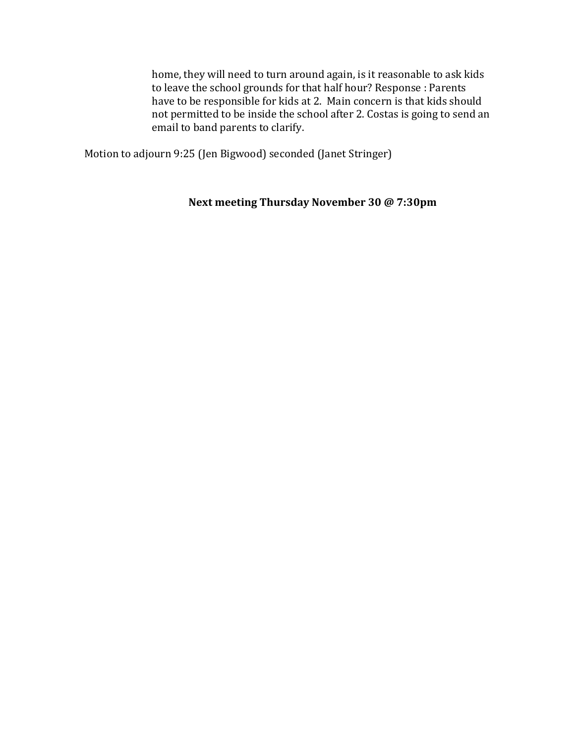home, they will need to turn around again, is it reasonable to ask kids to leave the school grounds for that half hour? Response : Parents have to be responsible for kids at 2. Main concern is that kids should not permitted to be inside the school after 2. Costas is going to send an email to band parents to clarify.

Motion to adjourn 9:25 (Jen Bigwood) seconded (Janet Stringer)

**Next meeting Thursday November 30 @ 7:30pm**